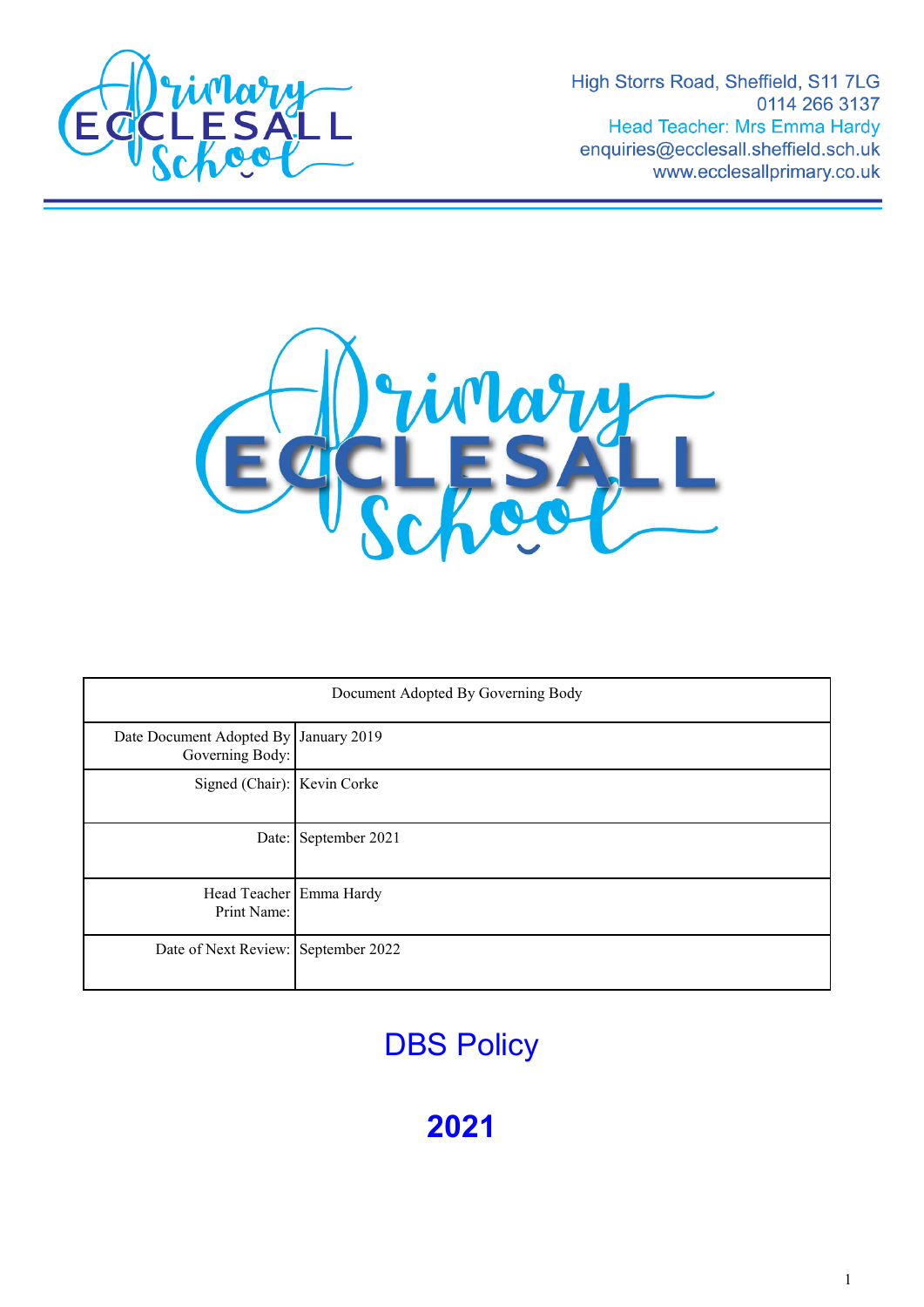High Storrs Road, Sheffield, S11 7LG
0114 266 3137
Head Teacher: Mrs Emma Hardy
enquiries@ecclesall.sheffield.sch.uk
www.ecclesallprimary.co.uk

| Document Adopted By Governing Body | |
|---|---|
| Date Document Adopted By Governing Body: | January 2019 |
| Signed (Chair): | Kevin Corke |
| Date: | September 2021 |
| Head Teacher Print Name: | Emma Hardy |
| Date of Next Review: | September 2022 |

# DBS Policy

# **2021**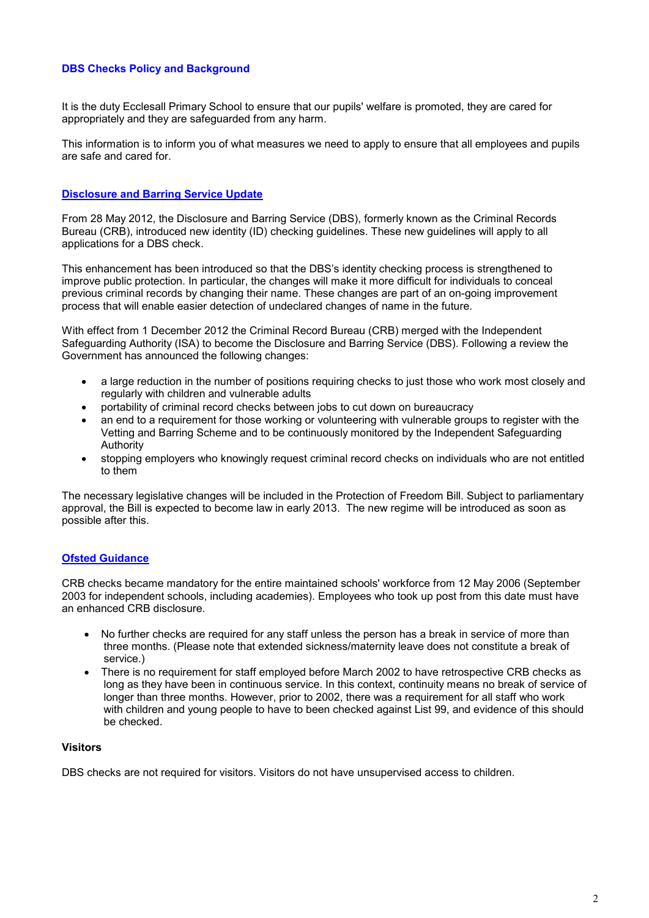## DBS Checks Policy and Background

It is the duty Ecclesall Primary School to ensure that our pupils' welfare is promoted, they are cared for appropriately and they are safeguarded from any harm.

This information is to inform you of what measures we need to apply to ensure that all employees and pupils are safe and cared for.

### Disclosure and Barring Service Update

From 28 May 2012, the Disclosure and Barring Service (DBS), formerly known as the Criminal Records Bureau (CRB), introduced new identity (ID) checking guidelines. These new guidelines will apply to all applications for a DBS check.

This enhancement has been introduced so that the DBS's identity checking process is strengthened to improve public protection. In particular, the changes will make it more difficult for individuals to conceal previous criminal records by changing their name. These changes are part of an on-going improvement process that will enable easier detection of undeclared changes of name in the future.

With effect from 1 December 2012 the Criminal Record Bureau (CRB) merged with the Independent Safeguarding Authority (ISA) to become the Disclosure and Barring Service (DBS). Following a review the Government has announced the following changes:

- a large reduction in the number of positions requiring checks to just those who work most closely and regularly with children and vulnerable adults
- portability of criminal record checks between jobs to cut down on bureaucracy
- an end to a requirement for those working or volunteering with vulnerable groups to register with the Vetting and Barring Scheme and to be continuously monitored by the Independent Safeguarding Authority
- stopping employers who knowingly request criminal record checks on individuals who are not entitled to them

The necessary legislative changes will be included in the Protection of Freedom Bill. Subject to parliamentary approval, the Bill is expected to become law in early 2013. The new regime will be introduced as soon as possible after this.

### Ofsted Guidance

CRB checks became mandatory for the entire maintained schools' workforce from 12 May 2006 (September 2003 for independent schools, including academies). Employees who took up post from this date must have an enhanced CRB disclosure.

- No further checks are required for any staff unless the person has a break in service of more than three months. (Please note that extended sickness/maternity leave does not constitute a break of service.)
- There is no requirement for staff employed before March 2002 to have retrospective CRB checks as long as they have been in continuous service. In this context, continuity means no break of service of longer than three months. However, prior to 2002, there was a requirement for all staff who work with children and young people to have to been checked against List 99, and evidence of this should be checked.

**Visitors**

DBS checks are not required for visitors. Visitors do not have unsupervised access to children.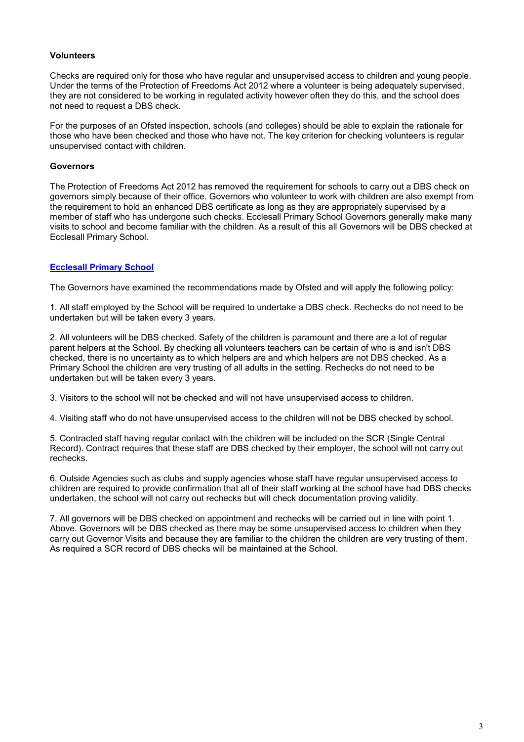**Volunteers**

Checks are required only for those who have regular and unsupervised access to children and young people. Under the terms of the Protection of Freedoms Act 2012 where a volunteer is being adequately supervised, they are not considered to be working in regulated activity however often they do this, and the school does not need to request a DBS check.

For the purposes of an Ofsted inspection, schools (and colleges) should be able to explain the rationale for those who have been checked and those who have not. The key criterion for checking volunteers is regular unsupervised contact with children.

**Governors**

The Protection of Freedoms Act 2012 has removed the requirement for schools to carry out a DBS check on governors simply because of their office. Governors who volunteer to work with children are also exempt from the requirement to hold an enhanced DBS certificate as long as they are appropriately supervised by a member of staff who has undergone such checks. Ecclesall Primary School Governors generally make many visits to school and become familiar with the children. As a result of this all Governors will be DBS checked at Ecclesall Primary School.

**Ecclesall Primary School**

The Governors have examined the recommendations made by Ofsted and will apply the following policy:

1. All staff employed by the School will be required to undertake a DBS check. Rechecks do not need to be undertaken but will be taken every 3 years.

2. All volunteers will be DBS checked. Safety of the children is paramount and there are a lot of regular parent helpers at the School. By checking all volunteers teachers can be certain of who is and isn't DBS checked, there is no uncertainty as to which helpers are and which helpers are not DBS checked. As a Primary School the children are very trusting of all adults in the setting. Rechecks do not need to be undertaken but will be taken every 3 years.

3. Visitors to the school will not be checked and will not have unsupervised access to children.

4. Visiting staff who do not have unsupervised access to the children will not be DBS checked by school.

5. Contracted staff having regular contact with the children will be included on the SCR (Single Central Record). Contract requires that these staff are DBS checked by their employer, the school will not carry out rechecks.

6. Outside Agencies such as clubs and supply agencies whose staff have regular unsupervised access to children are required to provide confirmation that all of their staff working at the school have had DBS checks undertaken, the school will not carry out rechecks but will check documentation proving validity.

7. All governors will be DBS checked on appointment and rechecks will be carried out in line with point 1. Above. Governors will be DBS checked as there may be some unsupervised access to children when they carry out Governor Visits and because they are familiar to the children the children are very trusting of them. As required a SCR record of DBS checks will be maintained at the School.